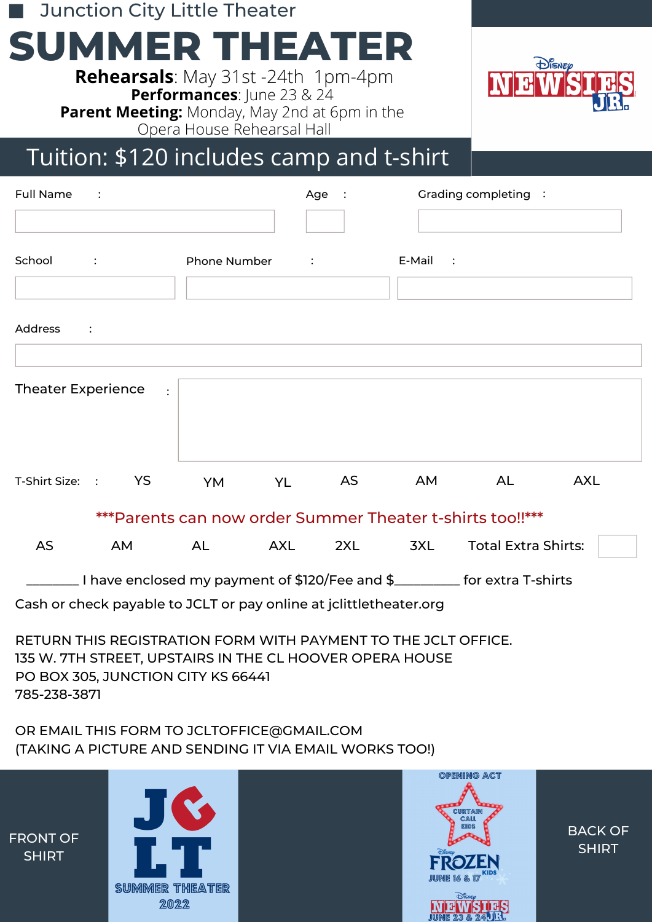Junction City Little Theater

# SUMMER THEATER

**Rehearsals**: May 31st -24th 1pm-4pm
**Performances**: June 23 & 24
**Parent Meeting:** Monday, May 2nd at 6pm in the Opera House Rehearsal Hall

Disney NEWSIES JR.

## Tuition: $120 includes camp and t-shirt

Full Name :

Age :

Grading completing :

School :

Phone Number :

E-Mail :

Address :

Theater Experience :

T-Shirt Size: : YS YM YL AS AM AL AXL

***Parents can now order Summer Theater t-shirts too!!***

AS AM AL AXL 2XL 3XL Total Extra Shirts:

________ I have enclosed my payment of $120/Fee and $_________ for extra T-shirts

Cash or check payable to JCLT or pay online at jclittletheater.org

RETURN THIS REGISTRATION FORM WITH PAYMENT TO THE JCLT OFFICE.
135 W. 7TH STREET, UPSTAIRS IN THE CL HOOVER OPERA HOUSE
PO BOX 305, JUNCTION CITY KS 66441
785-238-3871

OR EMAIL THIS FORM TO JCLTOFFICE@GMAIL.COM
(TAKING A PICTURE AND SENDING IT VIA EMAIL WORKS TOO!)

FRONT OF SHIRT

JCLT SUMMER THEATER 2022

OPENING ACT
CURTAIN CALL KIDS
Disney FROZEN KIDS JUNE 16 & 17
Disney NEWSIES JR. JUNE 23 & 24

BACK OF SHIRT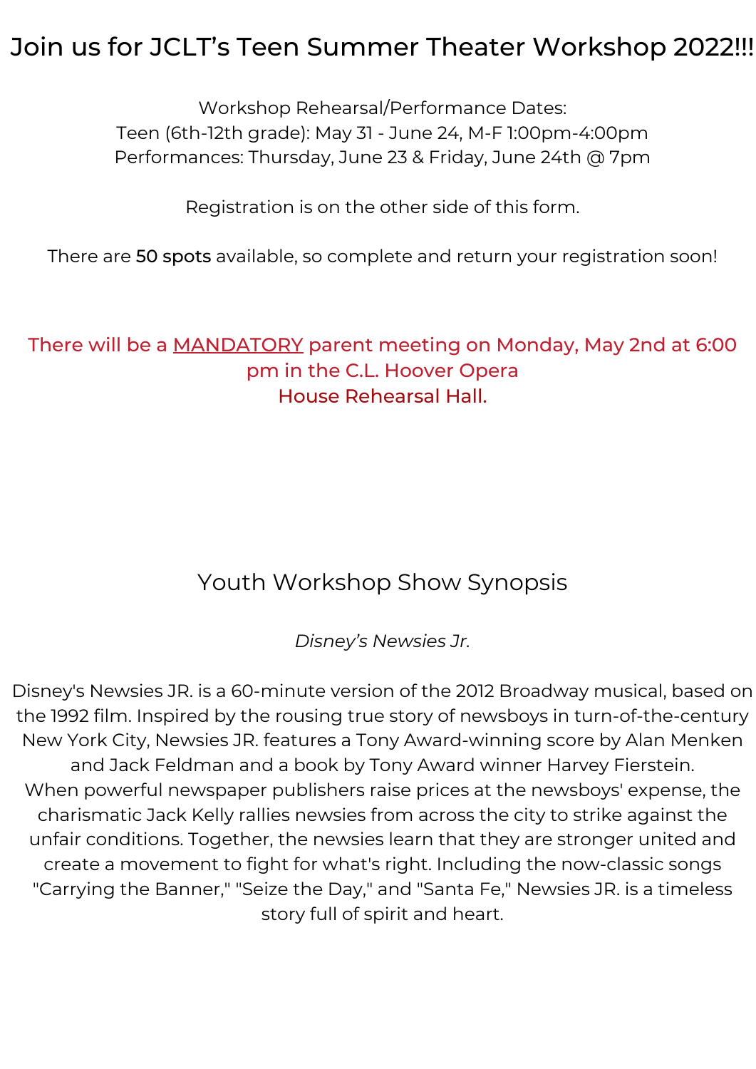# Join us for JCLT's Teen Summer Theater Workshop 2022!!!

Workshop Rehearsal/Performance Dates:
Teen (6th-12th grade): May 31 - June 24, M-F 1:00pm-4:00pm
Performances: Thursday, June 23 & Friday, June 24th @ 7pm

Registration is on the other side of this form.

There are **50 spots** available, so complete and return your registration soon!

There will be a MANDATORY parent meeting on Monday, May 2nd at 6:00 pm in the C.L. Hoover Opera House Rehearsal Hall.

## Youth Workshop Show Synopsis

*Disney's Newsies Jr.*

Disney's Newsies JR. is a 60-minute version of the 2012 Broadway musical, based on the 1992 film. Inspired by the rousing true story of newsboys in turn-of-the-century New York City, Newsies JR. features a Tony Award-winning score by Alan Menken and Jack Feldman and a book by Tony Award winner Harvey Fierstein.
When powerful newspaper publishers raise prices at the newsboys' expense, the charismatic Jack Kelly rallies newsies from across the city to strike against the unfair conditions. Together, the newsies learn that they are stronger united and create a movement to fight for what's right. Including the now-classic songs "Carrying the Banner," "Seize the Day," and "Santa Fe," Newsies JR. is a timeless story full of spirit and heart.